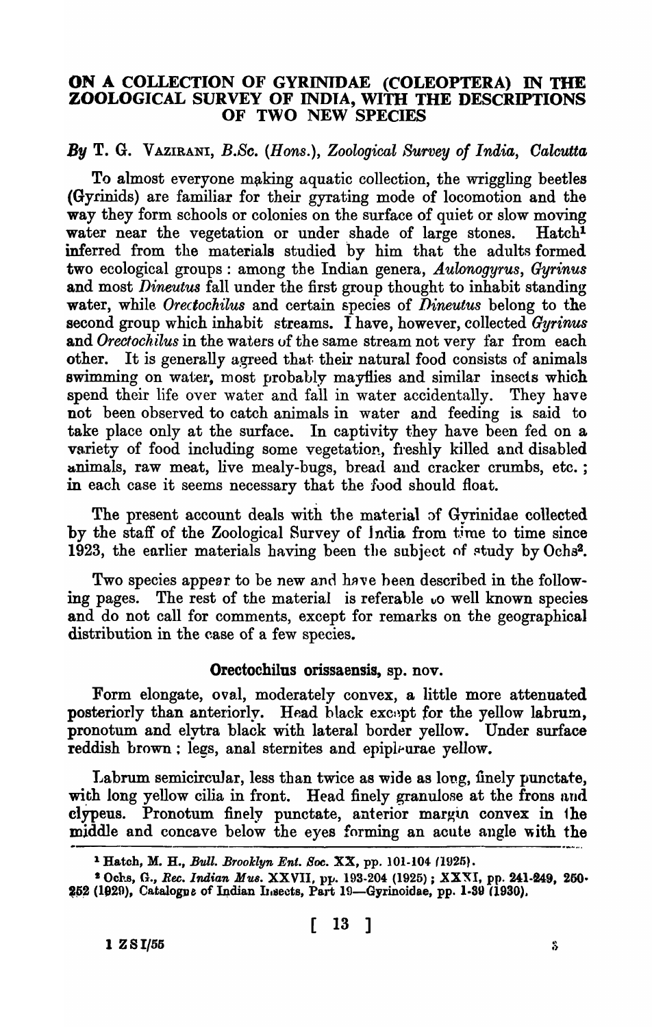# ON A COLLECTION OF GYRINIDAE (COLEOPTERA) IN THE ZOOLOGICAL SURVEY OF INDIA, WITH THE DESCRIPTIONS OF TWO NEW SPECIES

*By* T. G. VAZIRANI, *B.Sc.* (*Hons.*), *Zoological Survey of India, Calcutta*

To almost everyone making aquatic collection, the wriggling beetles (Gyrinids) are familiar for their gyrating mode of locomotion and the way they form schools or colonies on the surface of quiet or slow moving water near the vegetation or under shade of large stones. Hatch[1] inferred from the materials studied by him that the adults formed two ecological groups: among the Indian genera, *Aulonogyrus*, *Gyrinus* and most *Dineutus* fall under the first group thought to inhabit standing water, while *Orectochilus* and certain species of *Dineutus* belong to the second group which inhabit streams. I have, however, collected *Gyrinus* and *Orectochilus* in the waters of the same stream not very far from each other. It is generally agreed that their natural food consists of animals swimming on water, most probably mayflies and similar insects which spend their life over water and fall in water accidentally. They have not been observed to catch animals in water and feeding is said to take place only at the surface. In captivity they have been fed on a variety of food including some vegetation, freshly killed and disabled animals, raw meat, live mealy-bugs, bread and cracker crumbs, etc.; in each case it seems necessary that the food should float.

The present account deals with the material of Gyrinidae collected by the staff of the Zoological Survey of India from time to time since 1923, the earlier materials having been the subject of study by Ochs[2].

Two species appear to be new and have been described in the following pages. The rest of the material is referable to well known species and do not call for comments, except for remarks on the geographical distribution in the case of a few species.

### Orectochilus orissaensis, sp. nov.

Form elongate, oval, moderately convex, a little more attenuated posteriorly than anteriorly. Head black except for the yellow labrum, pronotum and elytra black with lateral border yellow. Under surface reddish brown; legs, anal sternites and epipleurae yellow.

Labrum semicircular, less than twice as wide as long, finely punctate, with long yellow cilia in front. Head finely granulose at the frons and clypeus. Pronotum finely punctate, anterior margin convex in the middle and concave below the eyes forming an acute angle with the

---

[1] Hatch, M. H., *Bull. Brooklyn Ent. Soc.* XX, pp. 101-104 (1925).

[2] Ochs, G., *Rec. Indian Mus.* XXVII, pp. 193-204 (1925); XXXI, pp. 241-249, 250-252 (1929), Catalogue of Indian Insects, Part 19—Gyrinoidae, pp. 1-39 (1930).

1 ZSI/55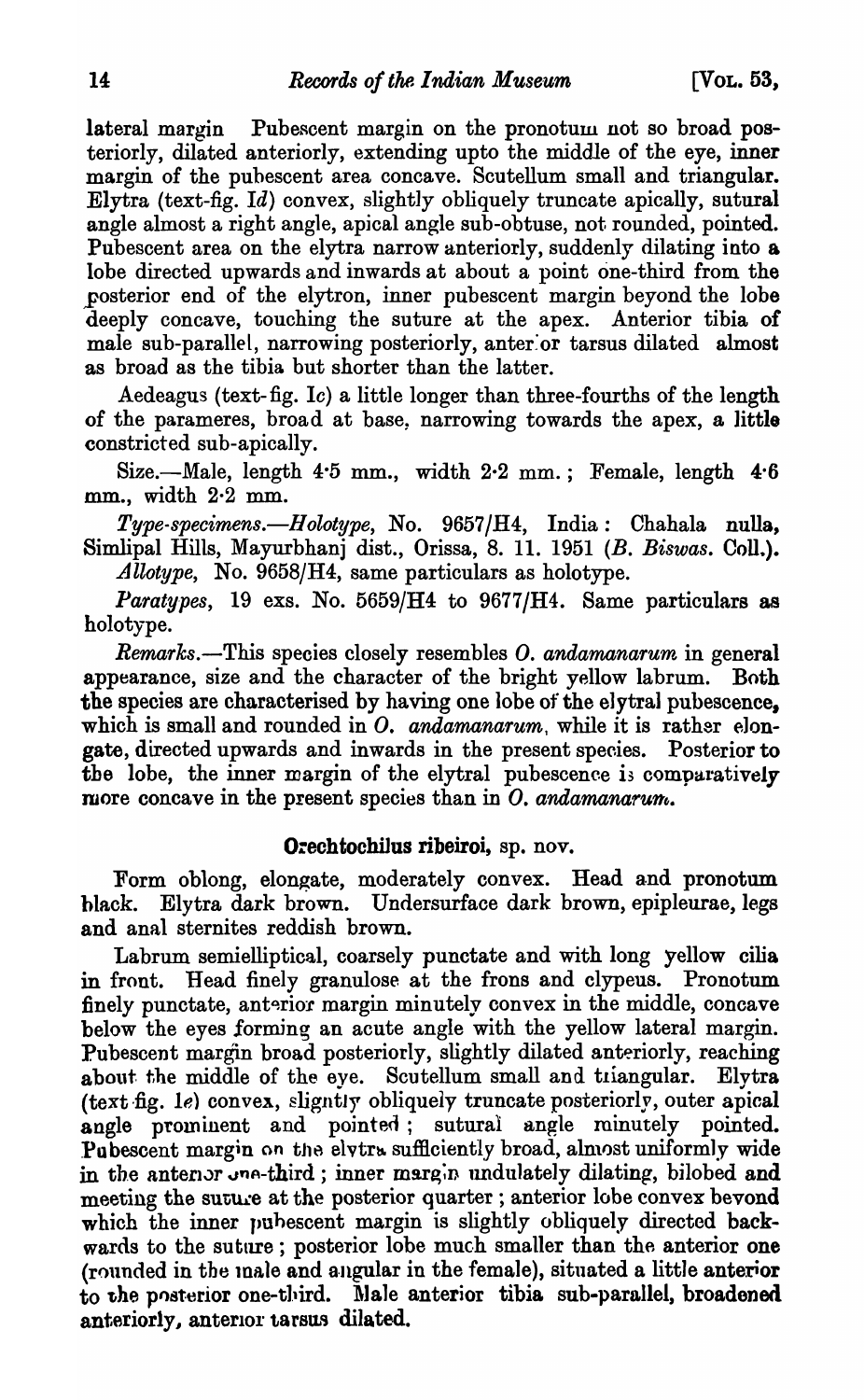lateral margin Pubescent margin on the pronotum not so broad posteriorly, dilated anteriorly, extending upto the middle of the eye, inner margin of the pubescent area concave. Scutellum small and triangular. Elytra (text-fig. Id) convex, slightly obliquely truncate apically, sutural angle almost a right angle, apical angle sub-obtuse, not rounded, pointed. Pubescent area on the elytra narrow anteriorly, suddenly dilating into a lobe directed upwards and inwards at about a point one-third from the posterior end of the elytron, inner pubescent margin beyond the lobe deeply concave, touching the suture at the apex. Anterior tibia of male sub-parallel, narrowing posteriorly, anterior tarsus dilated almost as broad as the tibia but shorter than the latter.

Aedeagus (text-fig. Ic) a little longer than three-fourths of the length of the parameres, broad at base, narrowing towards the apex, a little constricted sub-apically.

*Size.*—Male, length 4·5 mm., width 2·2 mm.; Female, length 4·6 mm., width 2·2 mm.

*Type-specimens.—Holotype*, No. 9657/H4, India: Chahala nulla, Simlipal Hills, Mayurbhanj dist., Orissa, 8. 11. 1951 (*B. Biswas.* Coll.).

*Allotype*, No. 9658/H4, same particulars as holotype.

*Paratypes*, 19 exs. No. 5659/H4 to 9677/H4. Same particulars as holotype.

*Remarks.*—This species closely resembles *O. andamanarum* in general appearance, size and the character of the bright yellow labrum. Both the species are characterised by having one lobe of the elytral pubescence, which is small and rounded in *O. andamanarum*, while it is rather elongate, directed upwards and inwards in the present species. Posterior to the lobe, the inner margin of the elytral pubescence is comparatively more concave in the present species than in *O. andamanarum*.

### Orechtochilus ribeiroi, sp. nov.

Form oblong, elongate, moderately convex. Head and pronotum black. Elytra dark brown. Undersurface dark brown, epipleurae, legs and anal sternites reddish brown.

Labrum semielliptical, coarsely punctate and with long yellow cilia in front. Head finely granulose at the frons and clypeus. Pronotum finely punctate, anterior margin minutely convex in the middle, concave below the eyes forming an acute angle with the yellow lateral margin. Pubescent margin broad posteriorly, slightly dilated anteriorly, reaching about the middle of the eye. Scutellum small and triangular. Elytra (text fig. 1e) convex, slightly obliquely truncate posteriorly, outer apical angle prominent and pointed; sutural angle minutely pointed. Pubescent margin on the elytra sufficiently broad, almost uniformly wide in the anterior one-third; inner margin undulately dilating, bilobed and meeting the suture at the posterior quarter; anterior lobe convex beyond which the inner pubescent margin is slightly obliquely directed backwards to the suture; posterior lobe much smaller than the anterior one (rounded in the male and angular in the female), situated a little anterior to the posterior one-third. Male anterior tibia sub-parallel, broadened anteriorly, anterior tarsus dilated.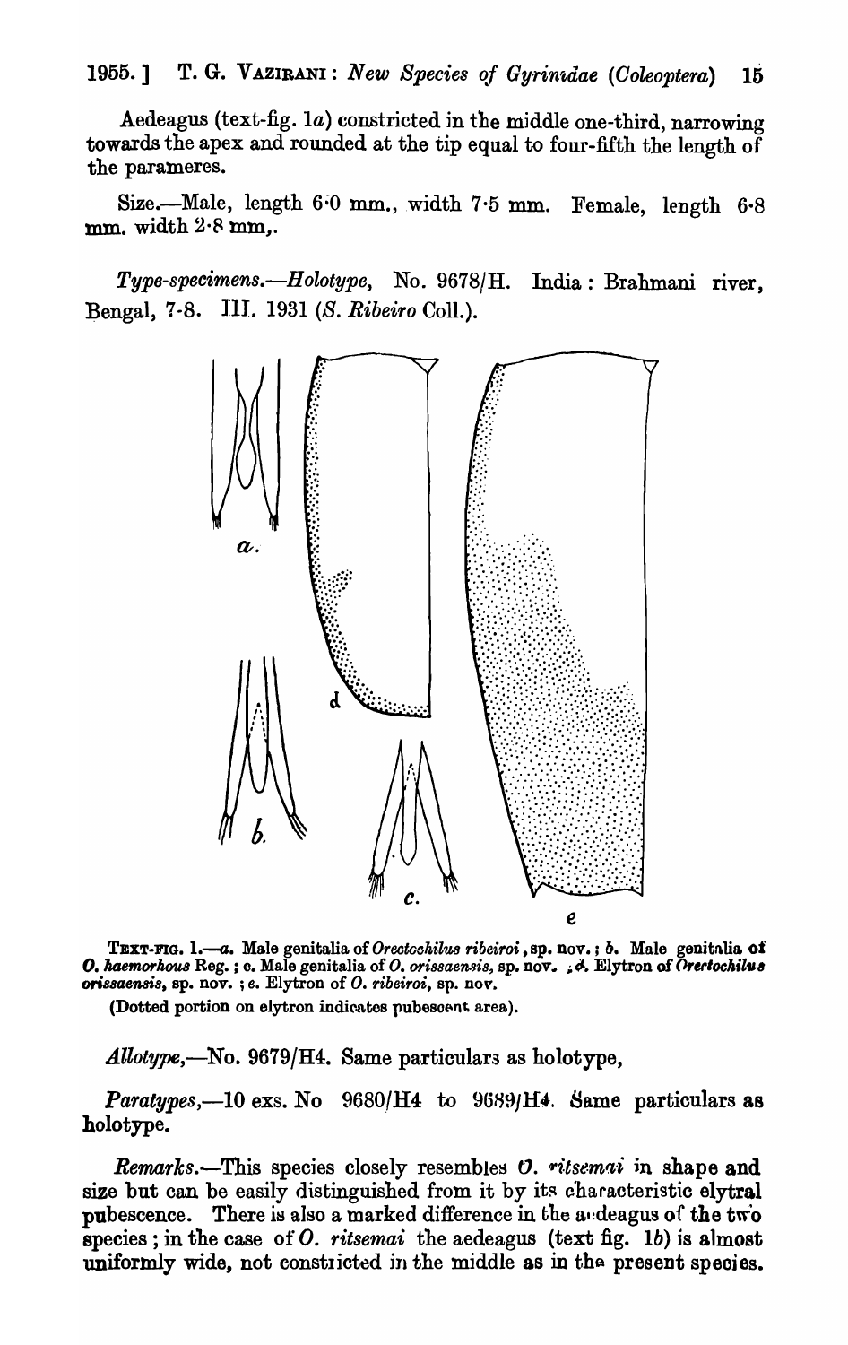Aedeagus (text-fig. 1*a*) constricted in the middle one-third, narrowing towards the apex and rounded at the tip equal to four-fifth the length of the parameres.

Size.—Male, length 6·0 mm., width 7·5 mm. Female, length 6·8 mm. width 2·8 mm,.

*Type-specimens.—Holotype*, No. 9678/H. India: Brahmani river, Bengal, 7-8. III. 1931 (*S. Ribeiro* Coll.).

TEXT-FIG. 1.—*a.* Male genitalia of *Orectochilus ribeiroi*, sp. nov.; *b.* Male genitalia of *O. haemorhous* Reg.; *c.* Male genitalia of *O. orissaensis*, sp. nov.; *d.* Elytron of *Orectochilus orissaensis*, sp. nov.; *e.* Elytron of *O. ribeiroi*, sp. nov.

(Dotted portion on elytron indicates pubescent area).

*Allotype*,—No. 9679/H4. Same particulars as holotype,

*Paratypes*,—10 exs. No 9680/H4 to 9689/H4. Same particulars as holotype.

*Remarks*.—This species closely resembles *O. ritsemai* in shape and size but can be easily distinguished from it by its characteristic elytral pubescence. There is also a marked difference in the aedeagus of the two species; in the case of *O. ritsemai* the aedeagus (text fig. 1*b*) is almost uniformly wide, not constricted in the middle as in the present species.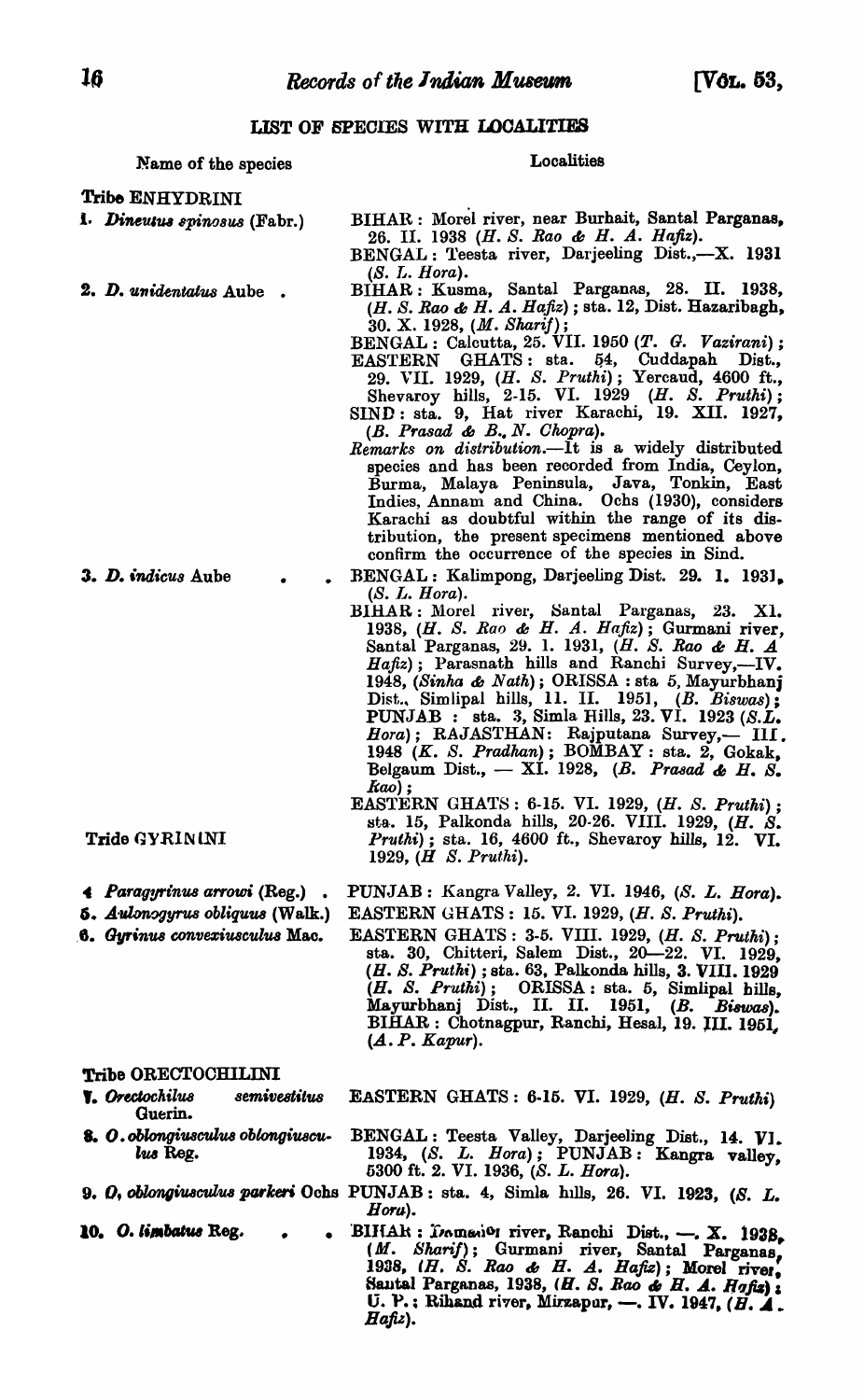## LIST OF SPECIES WITH LOCALITIES

| Name of the species | Localities |
|---|---|
| **Tribe ENHYDRINI** | |
| 1. *Dineutus spinosus* (Fabr.) | BIHAR : Morel river, near Burhait, Santal Parganas, 26. II. 1938 (*H. S. Rao & H. A. Hafiz*). BENGAL : Teesta river, Darjeeling Dist.,—X. 1931 (*S. L. Hora*). |
| 2. *D. unidentatus* Aube . | BIHAR : Kusma, Santal Parganas, 28. II. 1938, (*H. S. Rao & H. A. Hafiz*) ; sta. 12, Dist. Hazaribagh, 30. X. 1928, (*M. Sharif*) ; BENGAL : Calcutta, 25. VII. 1950 (*T. G. Vazirani*) ; EASTERN GHATS : sta. 54, Cuddapah Dist., 29. VII. 1929, (*H. S. Pruthi*) ; Yercaud, 4600 ft., Shevaroy hills, 2-15. VI. 1929 (*H. S. Pruthi*) ; SIND : sta. 9, Hat river Karachi, 19. XII. 1927, (*B. Prasad & B. N. Chopra*). *Remarks on distribution*.—It is a widely distributed species and has been recorded from India, Ceylon, Burma, Malaya Peninsula, Java, Tonkin, East Indies, Annam and China. Ochs (1930), considers Karachi as doubtful within the range of its distribution, the present specimens mentioned above confirm the occurrence of the species in Sind. |
| 3. *D. indicus* Aube . . | BENGAL : Kalimpong, Darjeeling Dist. 29. 1. 1931, (*S. L. Hora*). BIHAR : Morel river, Santal Parganas, 23. XI. 1938, (*H. S. Rao & H. A. Hafiz*) ; Gurmani river, Santal Parganas, 29. 1. 1931, (*H. S. Rao & H. A Hafiz*) ; Parasnath hills and Ranchi Survey,—IV. 1948, (*Sinha & Nath*) ; ORISSA : sta 5, Mayurbhanj Dist., Simlipal hills, 11. II. 1951, (*B. Biswas*) ; PUNJAB : sta. 3, Simla Hills, 23. VI. 1923 (*S.L. Hora*) ; RAJASTHAN: Rajputana Survey,— III. 1948 (*K. S. Pradhan*) ; BOMBAY : sta. 2, Gokak, Belgaum Dist., — XI. 1928, (*B. Prasad & H. S. Rao*) ; EASTERN GHATS : 6-15. VI. 1929, (*H. S. Pruthi*) ; sta. 15, Palkonda hills, 20-26. VIII. 1929, (*H. S. Pruthi*) ; sta. 16, 4600 ft., Shevaroy hills, 12. VI. 1929, (*H S. Pruthi*). |
| **Tride GYRININI** | |
| 4 *Paragyrinus arrowi* (Reg.) . | PUNJAB : Kangra Valley, 2. VI. 1946, (*S. L. Hora*). |
| 5. *Aulonogyrus obliquus* (Walk.) | EASTERN GHATS : 15. VI. 1929, (*H. S. Pruthi*). |
| 6. *Gyrinus convexiusculus* Mac. | EASTERN GHATS : 3-5. VIII. 1929, (*H. S. Pruthi*) ; sta. 30, Chitteri, Salem Dist., 20—22. VI. 1929, (*H. S. Pruthi*) ; sta. 63, Palkonda hills, 3. VIII. 1929 (*H. S. Pruthi*) ; ORISSA : sta. 5, Simlipal hills, Mayurbhanj Dist., II. II. 1951, (*B. Biswas*). BIHAR : Chotnagpur, Ranchi, Hesal, 19. III. 1951, (*A. P. Kapur*). |
| **Tribe ORECTOCHILINI** | |
| 7. *Orectochilus semivestitus* Guerin. | EASTERN GHATS : 6-15. VI. 1929, (*H. S. Pruthi*) |
| 8. *O. oblongiusculus oblongiusculus* Reg. | BENGAL : Teesta Valley, Darjeeling Dist., 14. VI. 1934, (*S. L. Hora*) ; PUNJAB : Kangra valley, 5300 ft. 2. VI. 1936, (*S. L. Hora*). |
| 9. *O. oblongiusculus parkeri* Ochs | PUNJAB : sta. 4, Simla hills, 26. VI. 1923, (*S. L. Hora*). |
| 10. *O. limbatus* Reg. . . | BIHAR : Damodar river, Ranchi Dist., —. X. 1938, (*M. Sharif*) ; Gurmani river, Santal Parganas, 1938, (*H. S. Rao & H. A. Hafiz*) ; Morel river, Santal Parganas, 1938, (*H. S. Rao & H. A. Hafiz*) ; U. P. : Rihand river, Mirzapur, —. IV. 1947, (*H. A. Hafiz*). |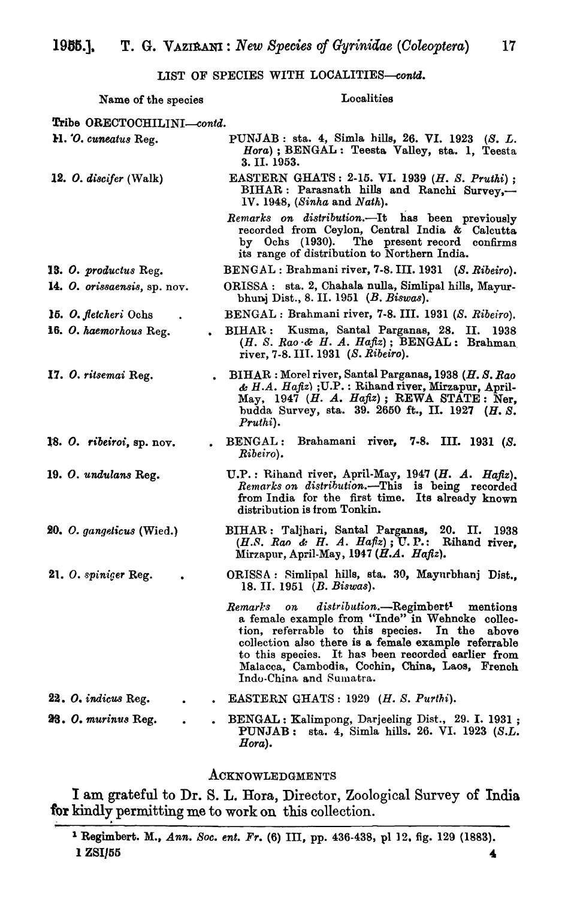LIST OF SPECIES WITH LOCALITIES—*contd.*

| Name of the species | Localities |
|---|---|
| Tribe ORECTOCHILINI—*contd.* | |
| 11. *O. cuneatus* Reg. | PUNJAB : sta. 4, Simla hills, 26. VI. 1923 (*S. L. Hora*) ; BENGAL : Teesta Valley, sta. 1, Teesta 3. II. 1953. |
| 12. *O. discifer* (Walk) | EASTERN GHATS : 2-15. VI. 1939 (*H. S. Pruthi*) ; BIHAR : Parasnath hills and Ranchi Survey,—IV. 1948, (*Sinha* and *Nath*). *Remarks on distribution.*—It has been previously recorded from Ceylon, Central India & Calcutta by Ochs (1930). The present record confirms its range of distribution to Northern India. |
| 13. *O. productus* Reg. | BENGAL : Brahmani river, 7-8. III. 1931 (*S. Ribeiro*). |
| 14. *O. orissaensis*, sp. nov. | ORISSA : sta. 2, Chahala nulla, Simlipal hills, Mayurbhunj Dist., 8. II. 1951 (*B. Biswas*). |
| 15. *O. fletcheri* Ochs | BENGAL : Brahmani river, 7-8. III. 1931 (*S. Ribeiro*). |
| 16. *O. haemorhous* Reg. | BIHAR : Kusma, Santal Parganas, 28. II. 1938 (*H. S. Rao* & *H. A. Hafiz*) ; BENGAL : Brahman river, 7-8. III. 1931 (*S. Ribeiro*). |
| 17. *O. ritsemai* Reg. | BIHAR : Morel river, Santal Parganas, 1938 (*H. S. Rao* & *H.A. Hafiz*) ;U.P. : Rihand river, Mirzapur, April-May, 1947 (*H. A. Hafiz*) ; REWA STATE : Ner, budda Survey, sta. 39. 2650 ft., II. 1927 (*H. S. Pruthi*). |
| 18. *O. ribeiroi*, sp. nov. | BENGAL : Brahamani river, 7-8. III. 1931 (*S. Ribeiro*). |
| 19. *O. undulans* Reg. | U.P. : Rihand river, April-May, 1947 (*H. A. Hafiz*). *Remarks on distribution.*—This is being recorded from India for the first time. Its already known distribution is from Tonkin. |
| 20. *O. gangeticus* (Wied.) | BIHAR : Taljhari, Santal Parganas, 20. II. 1938 (*H.S. Rao* & *H. A. Hafiz*) ; U. P. : Rihand river, Mirzapur, April-May, 1947 (*H.A. Hafiz*). |
| 21. *O. spiniger* Reg. | ORISSA : Simlipal hills, sta. 30, Mayurbhanj Dist., 18. II. 1951 (*B. Biswas*). *Remarks on distribution.*—Regimbert[1] mentions a female example from "Inde" in Wehncke collection, referrable to this species. In the above collection also there is a female example referrable to this species. It has been recorded earlier from Malacca, Cambodia, Cochin, China, Laos, French Indo-China and Sumatra. |
| 22. *O. indicus* Reg. | EASTERN GHATS : 1929 (*H. S. Purthi*). |
| 23. *O. murinus* Reg. | BENGAL : Kalimpong, Darjeeling Dist., 29. I. 1931 ; PUNJAB : sta. 4, Simla hills. 26. VI. 1923 (*S.L. Hora*). |

## ACKNOWLEDGMENTS

I am grateful to Dr. S. L. Hora, Director, Zoological Survey of India for kindly permitting me to work on this collection.

[1] Regimbert. M., *Ann. Soc. ent. Fr.* (6) III, pp. 436-438, pl 12, fig. 129 (1883).